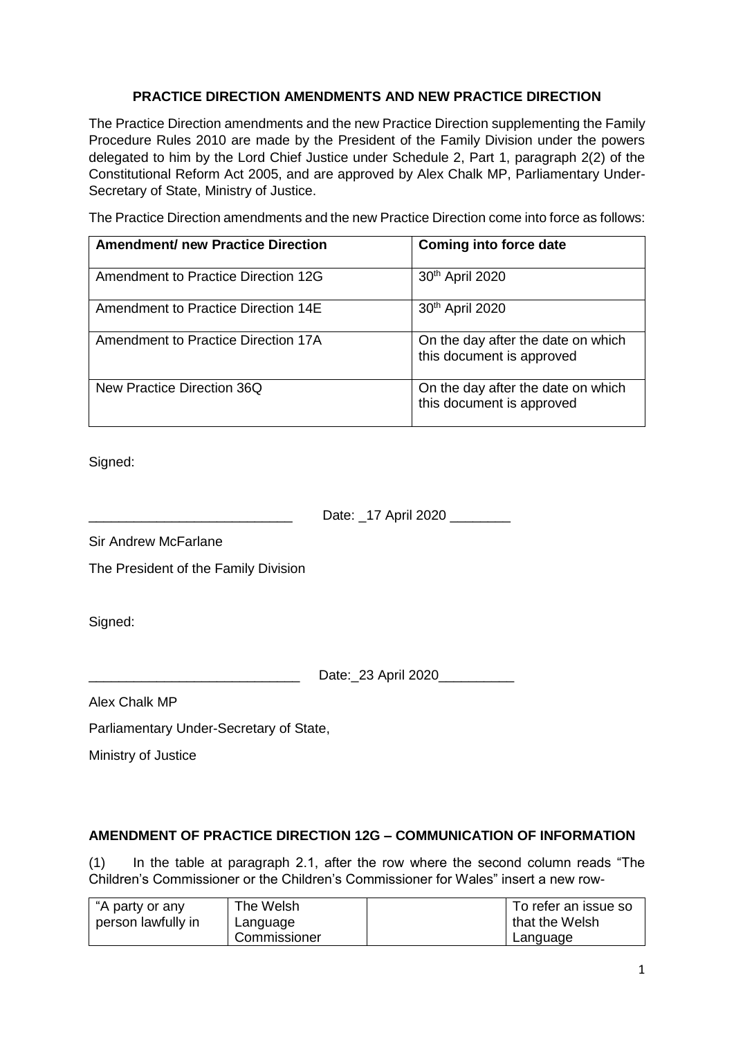## PRACTICE DIRECTION AMENDMENTS AND NEW PRACTICE DIRECTION

The Practice Direction amendments and the new Practice Direction supplementing the Family Procedure Rules 2010 are made by the President of the Family Division under the powers delegated to him by the Lord Chief Justice under Schedule 2, Part 1, paragraph 2(2) of the Constitutional Reform Act 2005, and are approved by Alex Chalk MP, Parliamentary Under-Secretary of State, Ministry of Justice.

The Practice Direction amendments and the new Practice Direction come into force as follows:

| Amendment/ new Practice Direction | Coming into force date |
|---|---|
| Amendment to Practice Direction 12G | 30th April 2020 |
| Amendment to Practice Direction 14E | 30th April 2020 |
| Amendment to Practice Direction 17A | On the day after the date on which this document is approved |
| New Practice Direction 36Q | On the day after the date on which this document is approved |

Signed:

___________________________ Date: _17 April 2020 ________

Sir Andrew McFarlane

The President of the Family Division

Signed:

____________________________ Date:_23 April 2020__________

Alex Chalk MP

Parliamentary Under-Secretary of State,

Ministry of Justice

### AMENDMENT OF PRACTICE DIRECTION 12G – COMMUNICATION OF INFORMATION

(1) In the table at paragraph 2.1, after the row where the second column reads "The Children's Commissioner or the Children's Commissioner for Wales" insert a new row-

| "A party or any person lawfully in | The Welsh Language Commissioner | | To refer an issue so that the Welsh Language |
|---|---|---|---|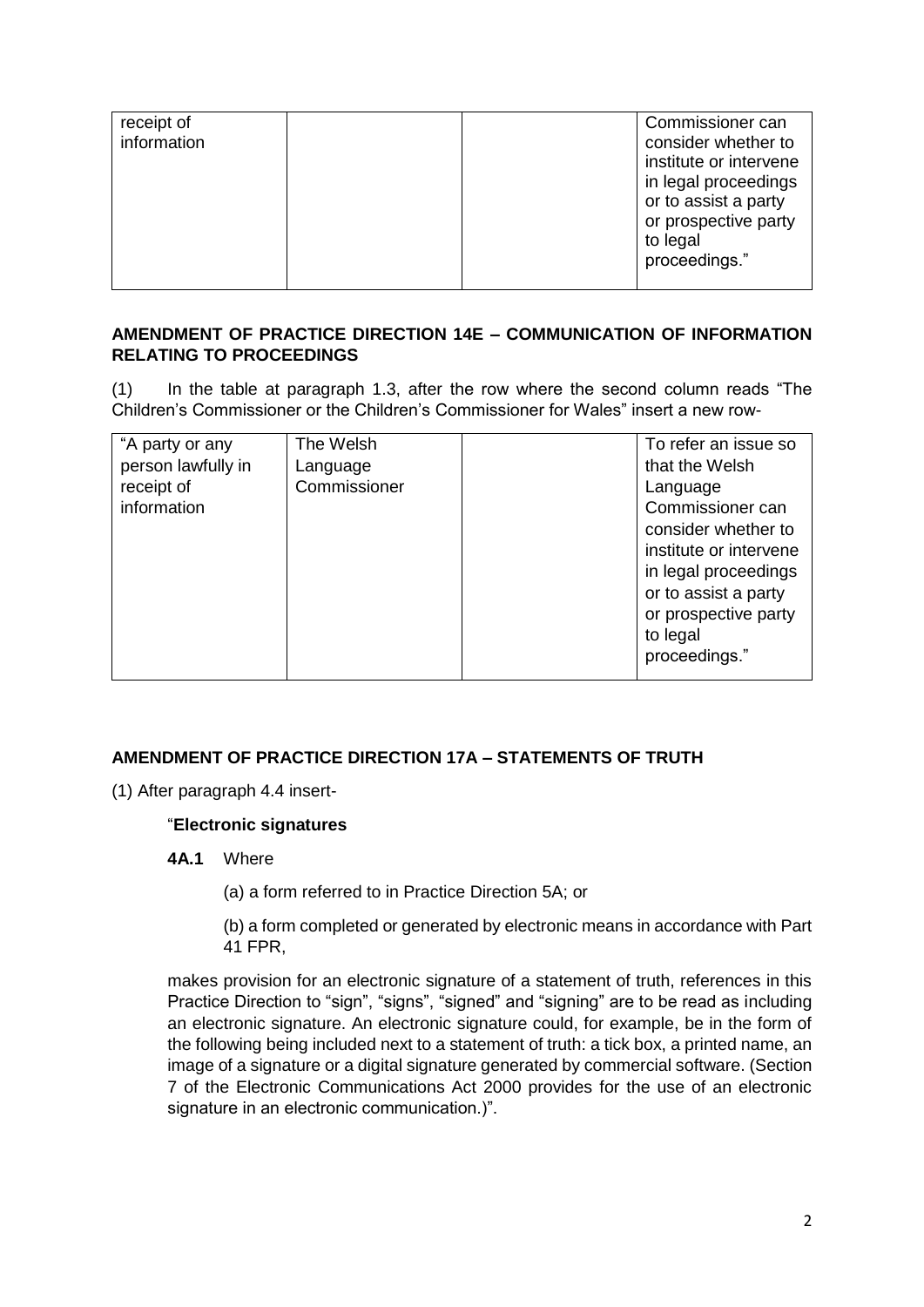| | | | |
|---|---|---|---|
| receipt of information | | | Commissioner can consider whether to institute or intervene in legal proceedings or to assist a party or prospective party to legal proceedings." |

**AMENDMENT OF PRACTICE DIRECTION 14E – COMMUNICATION OF INFORMATION RELATING TO PROCEEDINGS**

(1) In the table at paragraph 1.3, after the row where the second column reads "The Children's Commissioner or the Children's Commissioner for Wales" insert a new row-

| | | | |
|---|---|---|---|
| "A party or any person lawfully in receipt of information | The Welsh Language Commissioner | | To refer an issue so that the Welsh Language Commissioner can consider whether to institute or intervene in legal proceedings or to assist a party or prospective party to legal proceedings." |

**AMENDMENT OF PRACTICE DIRECTION 17A – STATEMENTS OF TRUTH**

(1) After paragraph 4.4 insert-

"**Electronic signatures**

**4A.1** Where

(a) a form referred to in Practice Direction 5A; or

(b) a form completed or generated by electronic means in accordance with Part 41 FPR,

makes provision for an electronic signature of a statement of truth, references in this Practice Direction to "sign", "signs", "signed" and "signing" are to be read as including an electronic signature. An electronic signature could, for example, be in the form of the following being included next to a statement of truth: a tick box, a printed name, an image of a signature or a digital signature generated by commercial software. (Section 7 of the Electronic Communications Act 2000 provides for the use of an electronic signature in an electronic communication.)".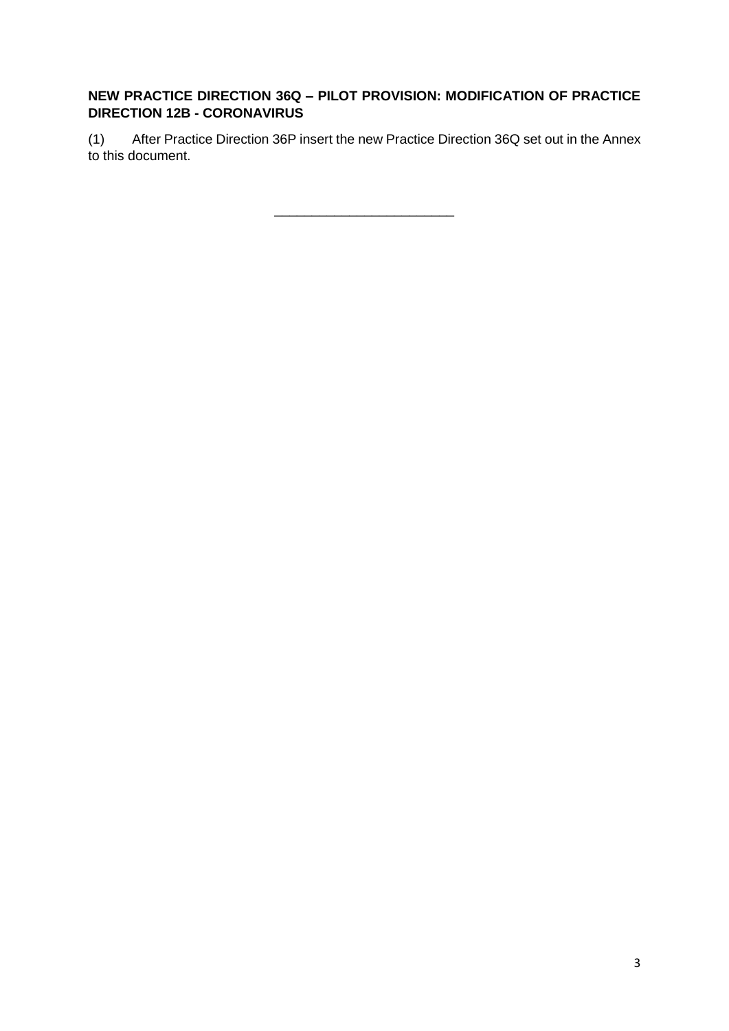**NEW PRACTICE DIRECTION 36Q – PILOT PROVISION: MODIFICATION OF PRACTICE DIRECTION 12B - CORONAVIRUS**

(1) After Practice Direction 36P insert the new Practice Direction 36Q set out in the Annex to this document.

---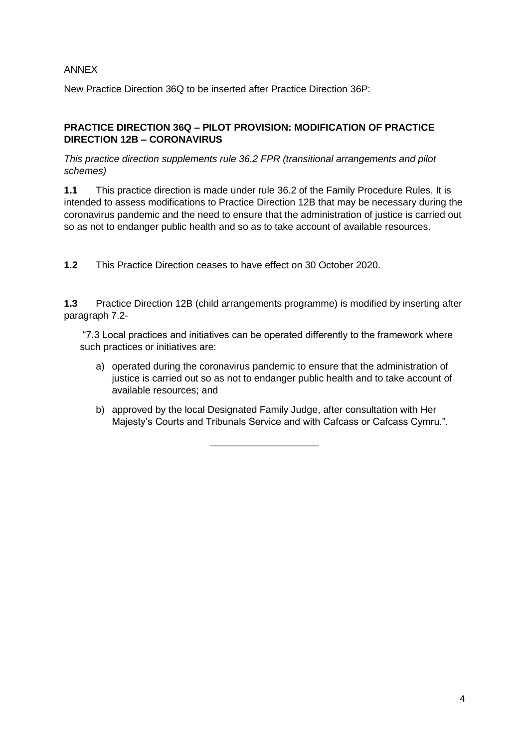ANNEX

New Practice Direction 36Q to be inserted after Practice Direction 36P:

**PRACTICE DIRECTION 36Q – PILOT PROVISION: MODIFICATION OF PRACTICE DIRECTION 12B – CORONAVIRUS**

*This practice direction supplements rule 36.2 FPR (transitional arrangements and pilot schemes)*

**1.1** This practice direction is made under rule 36.2 of the Family Procedure Rules. It is intended to assess modifications to Practice Direction 12B that may be necessary during the coronavirus pandemic and the need to ensure that the administration of justice is carried out so as not to endanger public health and so as to take account of available resources.

**1.2** This Practice Direction ceases to have effect on 30 October 2020.

**1.3** Practice Direction 12B (child arrangements programme) is modified by inserting after paragraph 7.2-

"7.3 Local practices and initiatives can be operated differently to the framework where such practices or initiatives are:

a) operated during the coronavirus pandemic to ensure that the administration of justice is carried out so as not to endanger public health and to take account of available resources; and

b) approved by the local Designated Family Judge, after consultation with Her Majesty's Courts and Tribunals Service and with Cafcass or Cafcass Cymru.".

---